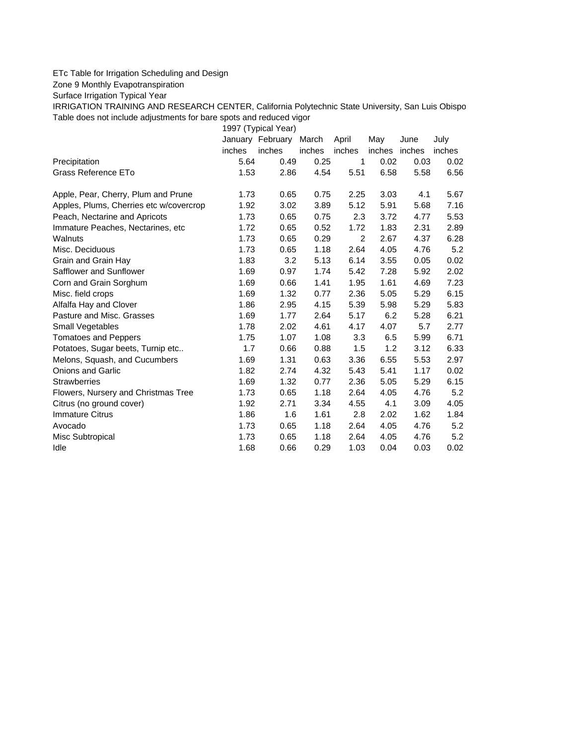ETc Table for Irrigation Scheduling and Design

Zone 9 Monthly Evapotranspiration

Surface Irrigation Typical Year

IRRIGATION TRAINING AND RESEARCH CENTER, California Polytechnic State University, San Luis Obispo

Table does not include adjustments for bare spots and reduced vigor

| | 1997 (Typical Year) | | | | | | |
|---|---|---|---|---|---|---|---|
| | January | February | March | April | May | June | July |
| | inches | inches | inches | inches | inches | inches | inches |
| Precipitation | 5.64 | 0.49 | 0.25 | 1 | 0.02 | 0.03 | 0.02 |
| Grass Reference ETo | 1.53 | 2.86 | 4.54 | 5.51 | 6.58 | 5.58 | 6.56 |
| | | | | | | | |
| Apple, Pear, Cherry, Plum and Prune | 1.73 | 0.65 | 0.75 | 2.25 | 3.03 | 4.1 | 5.67 |
| Apples, Plums, Cherries etc w/covercrop | 1.92 | 3.02 | 3.89 | 5.12 | 5.91 | 5.68 | 7.16 |
| Peach, Nectarine and Apricots | 1.73 | 0.65 | 0.75 | 2.3 | 3.72 | 4.77 | 5.53 |
| Immature Peaches, Nectarines, etc | 1.72 | 0.65 | 0.52 | 1.72 | 1.83 | 2.31 | 2.89 |
| Walnuts | 1.73 | 0.65 | 0.29 | 2 | 2.67 | 4.37 | 6.28 |
| Misc. Deciduous | 1.73 | 0.65 | 1.18 | 2.64 | 4.05 | 4.76 | 5.2 |
| Grain and Grain Hay | 1.83 | 3.2 | 5.13 | 6.14 | 3.55 | 0.05 | 0.02 |
| Safflower and Sunflower | 1.69 | 0.97 | 1.74 | 5.42 | 7.28 | 5.92 | 2.02 |
| Corn and Grain Sorghum | 1.69 | 0.66 | 1.41 | 1.95 | 1.61 | 4.69 | 7.23 |
| Misc. field crops | 1.69 | 1.32 | 0.77 | 2.36 | 5.05 | 5.29 | 6.15 |
| Alfalfa Hay and Clover | 1.86 | 2.95 | 4.15 | 5.39 | 5.98 | 5.29 | 5.83 |
| Pasture and Misc. Grasses | 1.69 | 1.77 | 2.64 | 5.17 | 6.2 | 5.28 | 6.21 |
| Small Vegetables | 1.78 | 2.02 | 4.61 | 4.17 | 4.07 | 5.7 | 2.77 |
| Tomatoes and Peppers | 1.75 | 1.07 | 1.08 | 3.3 | 6.5 | 5.99 | 6.71 |
| Potatoes, Sugar beets, Turnip etc.. | 1.7 | 0.66 | 0.88 | 1.5 | 1.2 | 3.12 | 6.33 |
| Melons, Squash, and Cucumbers | 1.69 | 1.31 | 0.63 | 3.36 | 6.55 | 5.53 | 2.97 |
| Onions and Garlic | 1.82 | 2.74 | 4.32 | 5.43 | 5.41 | 1.17 | 0.02 |
| Strawberries | 1.69 | 1.32 | 0.77 | 2.36 | 5.05 | 5.29 | 6.15 |
| Flowers, Nursery and Christmas Tree | 1.73 | 0.65 | 1.18 | 2.64 | 4.05 | 4.76 | 5.2 |
| Citrus (no ground cover) | 1.92 | 2.71 | 3.34 | 4.55 | 4.1 | 3.09 | 4.05 |
| Immature Citrus | 1.86 | 1.6 | 1.61 | 2.8 | 2.02 | 1.62 | 1.84 |
| Avocado | 1.73 | 0.65 | 1.18 | 2.64 | 4.05 | 4.76 | 5.2 |
| Misc Subtropical | 1.73 | 0.65 | 1.18 | 2.64 | 4.05 | 4.76 | 5.2 |
| Idle | 1.68 | 0.66 | 0.29 | 1.03 | 0.04 | 0.03 | 0.02 |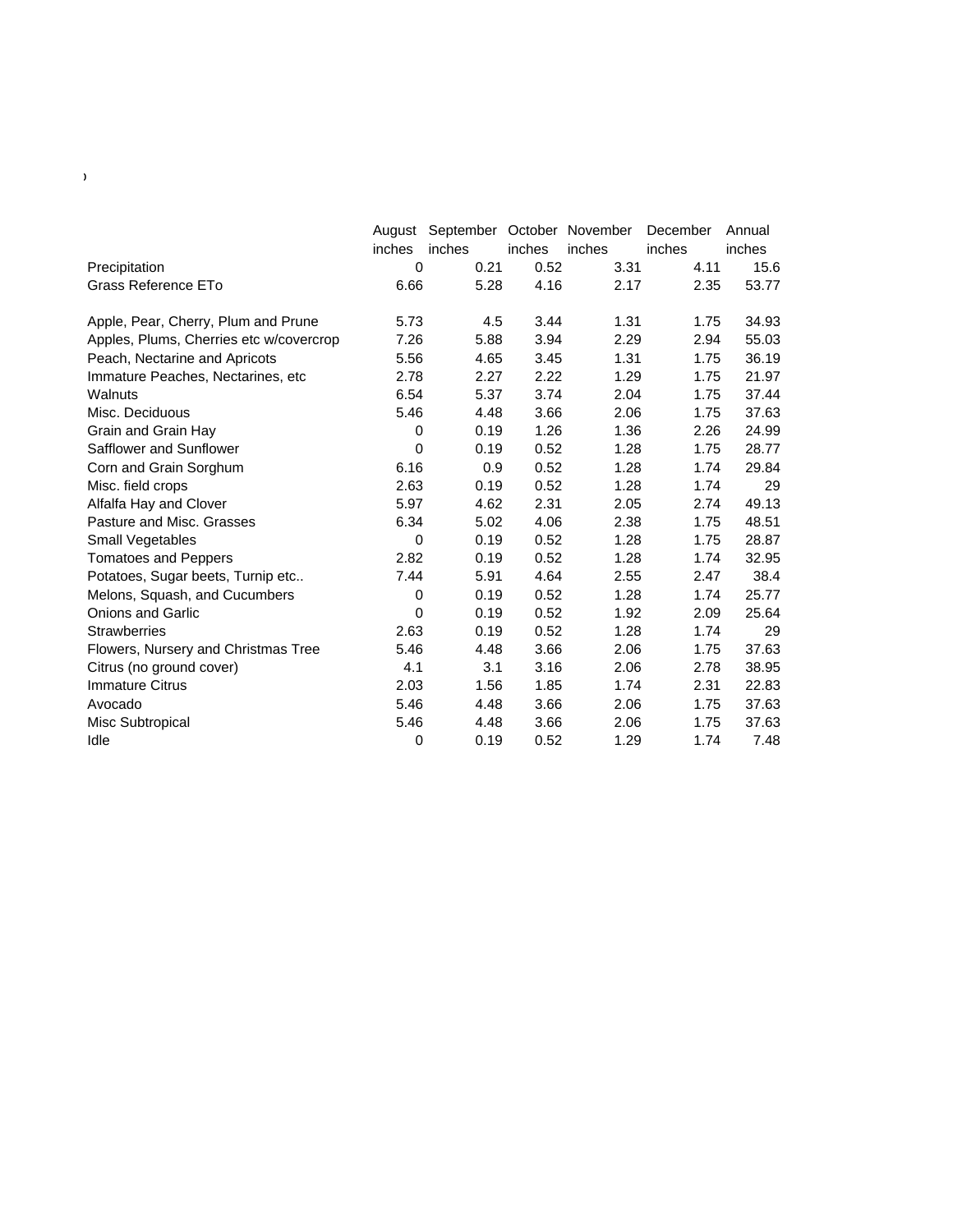| | August inches | September inches | October inches | November inches | December inches | Annual inches |
|---|---|---|---|---|---|---|
| Precipitation | 0 | 0.21 | 0.52 | 3.31 | 4.11 | 15.6 |
| Grass Reference ETo | 6.66 | 5.28 | 4.16 | 2.17 | 2.35 | 53.77 |
| | | | | | | |
| Apple, Pear, Cherry, Plum and Prune | 5.73 | 4.5 | 3.44 | 1.31 | 1.75 | 34.93 |
| Apples, Plums, Cherries etc w/covercrop | 7.26 | 5.88 | 3.94 | 2.29 | 2.94 | 55.03 |
| Peach, Nectarine and Apricots | 5.56 | 4.65 | 3.45 | 1.31 | 1.75 | 36.19 |
| Immature Peaches, Nectarines, etc | 2.78 | 2.27 | 2.22 | 1.29 | 1.75 | 21.97 |
| Walnuts | 6.54 | 5.37 | 3.74 | 2.04 | 1.75 | 37.44 |
| Misc. Deciduous | 5.46 | 4.48 | 3.66 | 2.06 | 1.75 | 37.63 |
| Grain and Grain Hay | 0 | 0.19 | 1.26 | 1.36 | 2.26 | 24.99 |
| Safflower and Sunflower | 0 | 0.19 | 0.52 | 1.28 | 1.75 | 28.77 |
| Corn and Grain Sorghum | 6.16 | 0.9 | 0.52 | 1.28 | 1.74 | 29.84 |
| Misc. field crops | 2.63 | 0.19 | 0.52 | 1.28 | 1.74 | 29 |
| Alfalfa Hay and Clover | 5.97 | 4.62 | 2.31 | 2.05 | 2.74 | 49.13 |
| Pasture and Misc. Grasses | 6.34 | 5.02 | 4.06 | 2.38 | 1.75 | 48.51 |
| Small Vegetables | 0 | 0.19 | 0.52 | 1.28 | 1.75 | 28.87 |
| Tomatoes and Peppers | 2.82 | 0.19 | 0.52 | 1.28 | 1.74 | 32.95 |
| Potatoes, Sugar beets, Turnip etc.. | 7.44 | 5.91 | 4.64 | 2.55 | 2.47 | 38.4 |
| Melons, Squash, and Cucumbers | 0 | 0.19 | 0.52 | 1.28 | 1.74 | 25.77 |
| Onions and Garlic | 0 | 0.19 | 0.52 | 1.92 | 2.09 | 25.64 |
| Strawberries | 2.63 | 0.19 | 0.52 | 1.28 | 1.74 | 29 |
| Flowers, Nursery and Christmas Tree | 5.46 | 4.48 | 3.66 | 2.06 | 1.75 | 37.63 |
| Citrus (no ground cover) | 4.1 | 3.1 | 3.16 | 2.06 | 2.78 | 38.95 |
| Immature Citrus | 2.03 | 1.56 | 1.85 | 1.74 | 2.31 | 22.83 |
| Avocado | 5.46 | 4.48 | 3.66 | 2.06 | 1.75 | 37.63 |
| Misc Subtropical | 5.46 | 4.48 | 3.66 | 2.06 | 1.75 | 37.63 |
| Idle | 0 | 0.19 | 0.52 | 1.29 | 1.74 | 7.48 |